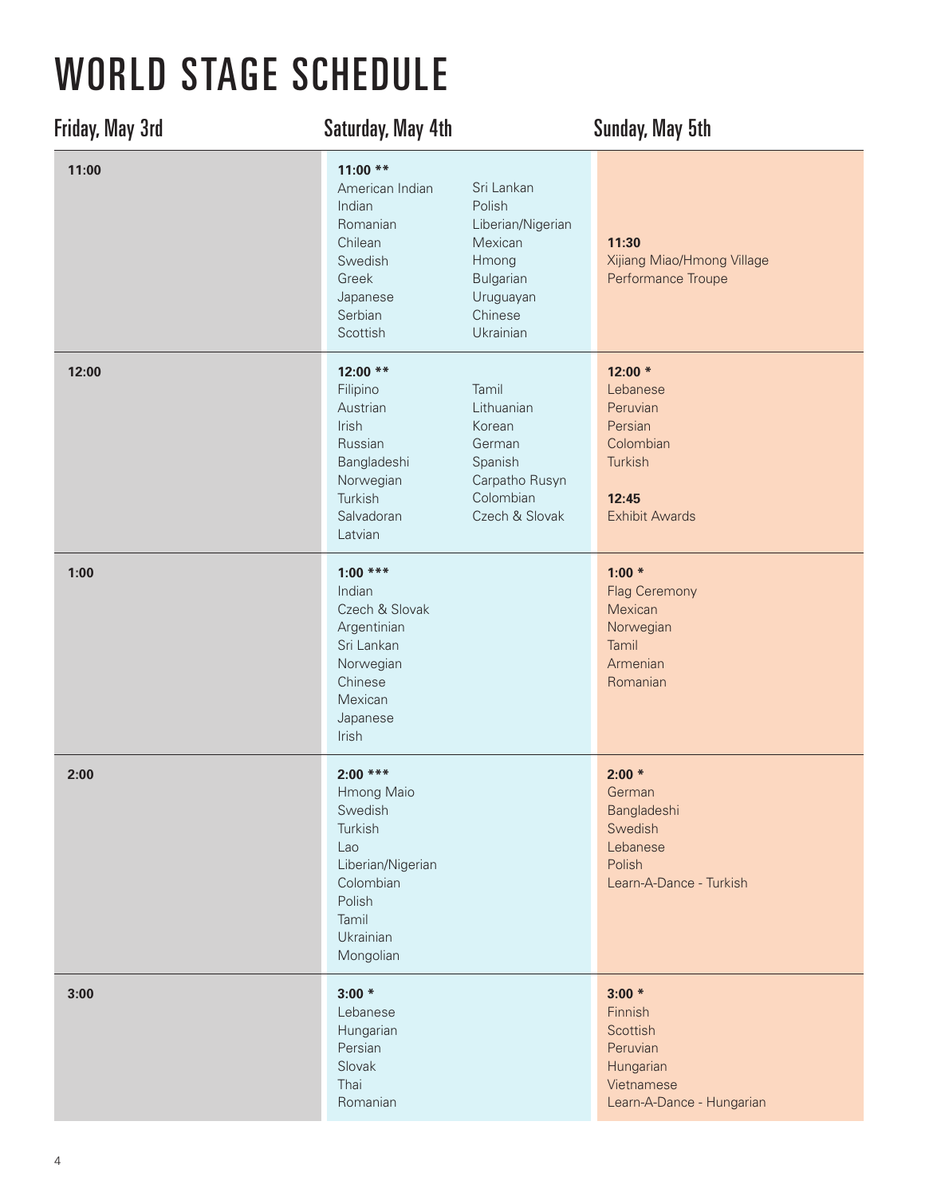# WORLD STAGE SCHEDULE

| Friday, May 3rd | Saturday, May 4th | Sunday, May 5th |
|---|---|---|
| 11:00 | **11:00 \*\*** American Indian, Indian, Romanian, Chilean, Swedish, Greek, Japanese, Serbian, Scottish, Sri Lankan, Polish, Liberian/Nigerian, Mexican, Hmong, Bulgarian, Uruguayan, Chinese, Ukrainian | **11:30** Xijiang Miao/Hmong Village Performance Troupe |
| 12:00 | **12:00 \*\*** Filipino, Austrian, Irish, Russian, Bangladeshi, Norwegian, Turkish, Salvadoran, Latvian, Tamil, Lithuanian, Korean, German, Spanish, Carpatho Rusyn, Colombian, Czech & Slovak | **12:00 \*** Lebanese, Peruvian, Persian, Colombian, Turkish<br>**12:45** Exhibit Awards |
| 1:00 | **1:00 \*\*\*** Indian, Czech & Slovak, Argentinian, Sri Lankan, Norwegian, Chinese, Mexican, Japanese, Irish | **1:00 \*** Flag Ceremony, Mexican, Norwegian, Tamil, Armenian, Romanian |
| 2:00 | **2:00 \*\*\*** Hmong Maio, Swedish, Turkish, Lao, Liberian/Nigerian, Colombian, Polish, Tamil, Ukrainian, Mongolian | **2:00 \*** German, Bangladeshi, Swedish, Lebanese, Polish, Learn-A-Dance - Turkish |
| 3:00 | **3:00 \*** Lebanese, Hungarian, Persian, Slovak, Thai, Romanian | **3:00 \*** Finnish, Scottish, Peruvian, Hungarian, Vietnamese, Learn-A-Dance - Hungarian |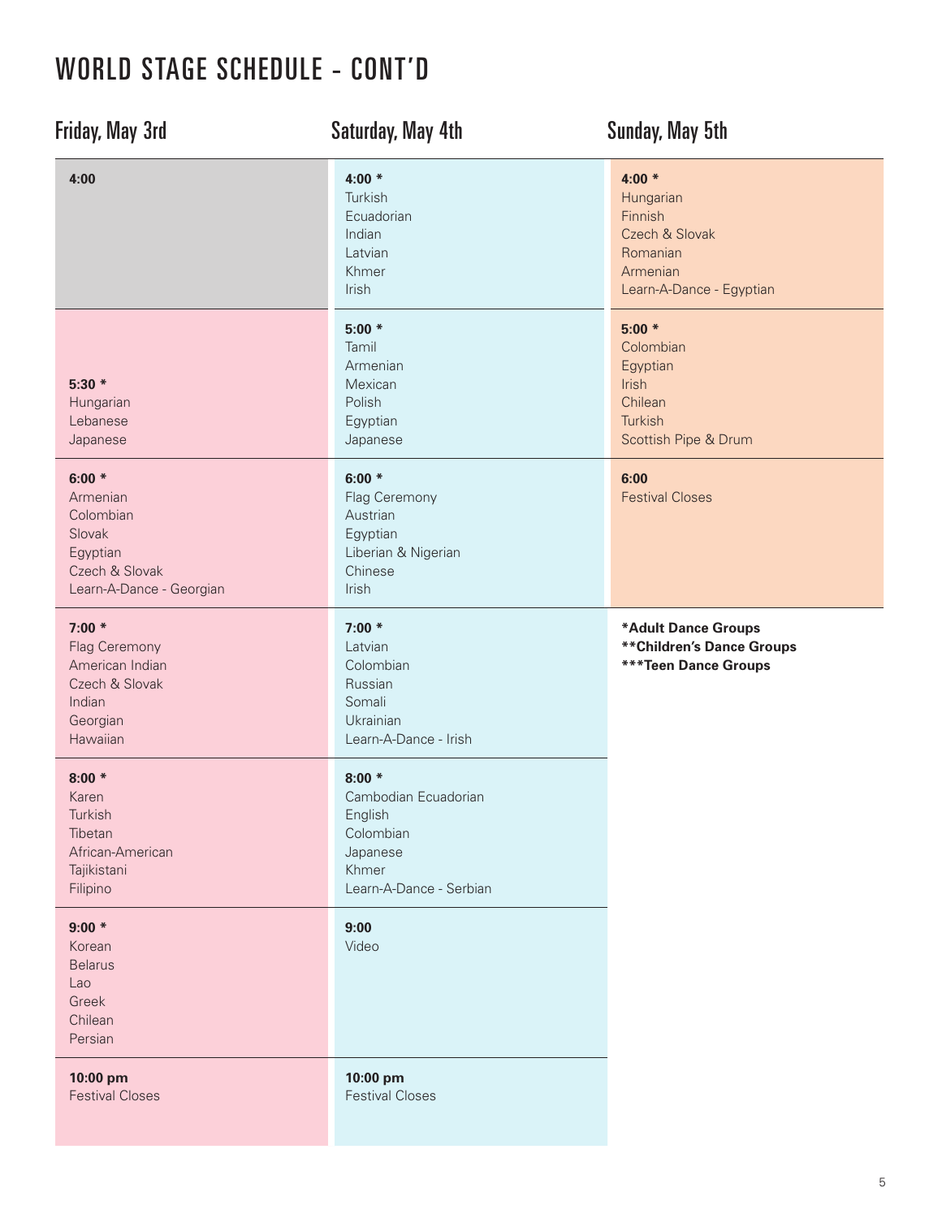# WORLD STAGE SCHEDULE - CONT'D

| Friday, May 3rd | Saturday, May 4th | Sunday, May 5th |
|---|---|---|
| **4:00** | **4:00 \*** Turkish, Ecuadorian, Indian, Latvian, Khmer, Irish | **4:00 \*** Hungarian, Finnish, Czech & Slovak, Romanian, Armenian, Learn-A-Dance - Egyptian |
| **5:30 \*** Hungarian, Lebanese, Japanese | **5:00 \*** Tamil, Armenian, Mexican, Polish, Egyptian, Japanese | **5:00 \*** Colombian, Egyptian, Irish, Chilean, Turkish, Scottish Pipe & Drum |
| **6:00 \*** Armenian, Colombian, Slovak, Egyptian, Czech & Slovak, Learn-A-Dance - Georgian | **6:00 \*** Flag Ceremony, Austrian, Egyptian, Liberian & Nigerian, Chinese, Irish | **6:00** Festival Closes |
| **7:00 \*** Flag Ceremony, American Indian, Czech & Slovak, Indian, Georgian, Hawaiian | **7:00 \*** Latvian, Colombian, Russian, Somali, Ukrainian, Learn-A-Dance - Irish | |
| **8:00 \*** Karen, Turkish, Tibetan, African-American, Tajikistani, Filipino | **8:00 \*** Cambodian Ecuadorian, English, Colombian, Japanese, Khmer, Learn-A-Dance - Serbian | |
| **9:00 \*** Korean, Belarus, Lao, Greek, Chilean, Persian | **9:00** Video | |
| **10:00 pm** Festival Closes | **10:00 pm** Festival Closes | |

**\*Adult Dance Groups**
**\*\*Children's Dance Groups**
**\*\*\*Teen Dance Groups**